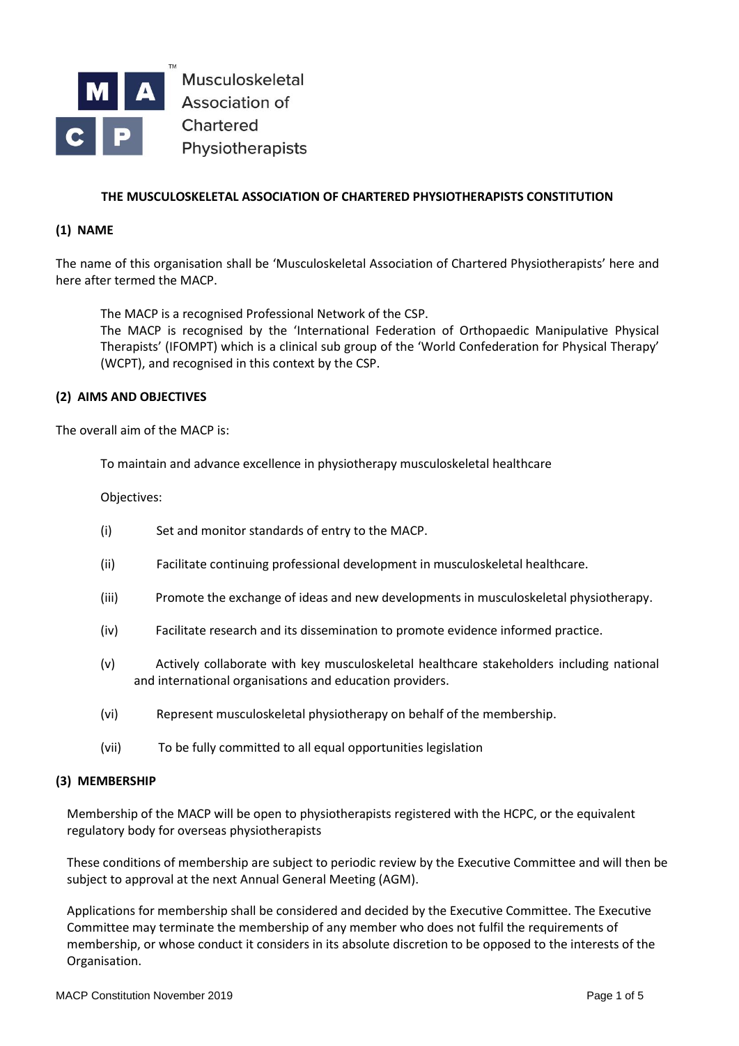Musculoskeletal Association of Chartered Physiotherapists

# THE MUSCULOSKELETAL ASSOCIATION OF CHARTERED PHYSIOTHERAPISTS CONSTITUTION

## (1) NAME

The name of this organisation shall be 'Musculoskeletal Association of Chartered Physiotherapists' here and here after termed the MACP.

> The MACP is a recognised Professional Network of the CSP.
> The MACP is recognised by the 'International Federation of Orthopaedic Manipulative Physical Therapists' (IFOMPT) which is a clinical sub group of the 'World Confederation for Physical Therapy' (WCPT), and recognised in this context by the CSP.

## (2) AIMS AND OBJECTIVES

The overall aim of the MACP is:

> To maintain and advance excellence in physiotherapy musculoskeletal healthcare

Objectives:

(i) Set and monitor standards of entry to the MACP.

(ii) Facilitate continuing professional development in musculoskeletal healthcare.

(iii) Promote the exchange of ideas and new developments in musculoskeletal physiotherapy.

(iv) Facilitate research and its dissemination to promote evidence informed practice.

(v) Actively collaborate with key musculoskeletal healthcare stakeholders including national and international organisations and education providers.

(vi) Represent musculoskeletal physiotherapy on behalf of the membership.

(vii) To be fully committed to all equal opportunities legislation

## (3) MEMBERSHIP

Membership of the MACP will be open to physiotherapists registered with the HCPC, or the equivalent regulatory body for overseas physiotherapists

These conditions of membership are subject to periodic review by the Executive Committee and will then be subject to approval at the next Annual General Meeting (AGM).

Applications for membership shall be considered and decided by the Executive Committee. The Executive Committee may terminate the membership of any member who does not fulfil the requirements of membership, or whose conduct it considers in its absolute discretion to be opposed to the interests of the Organisation.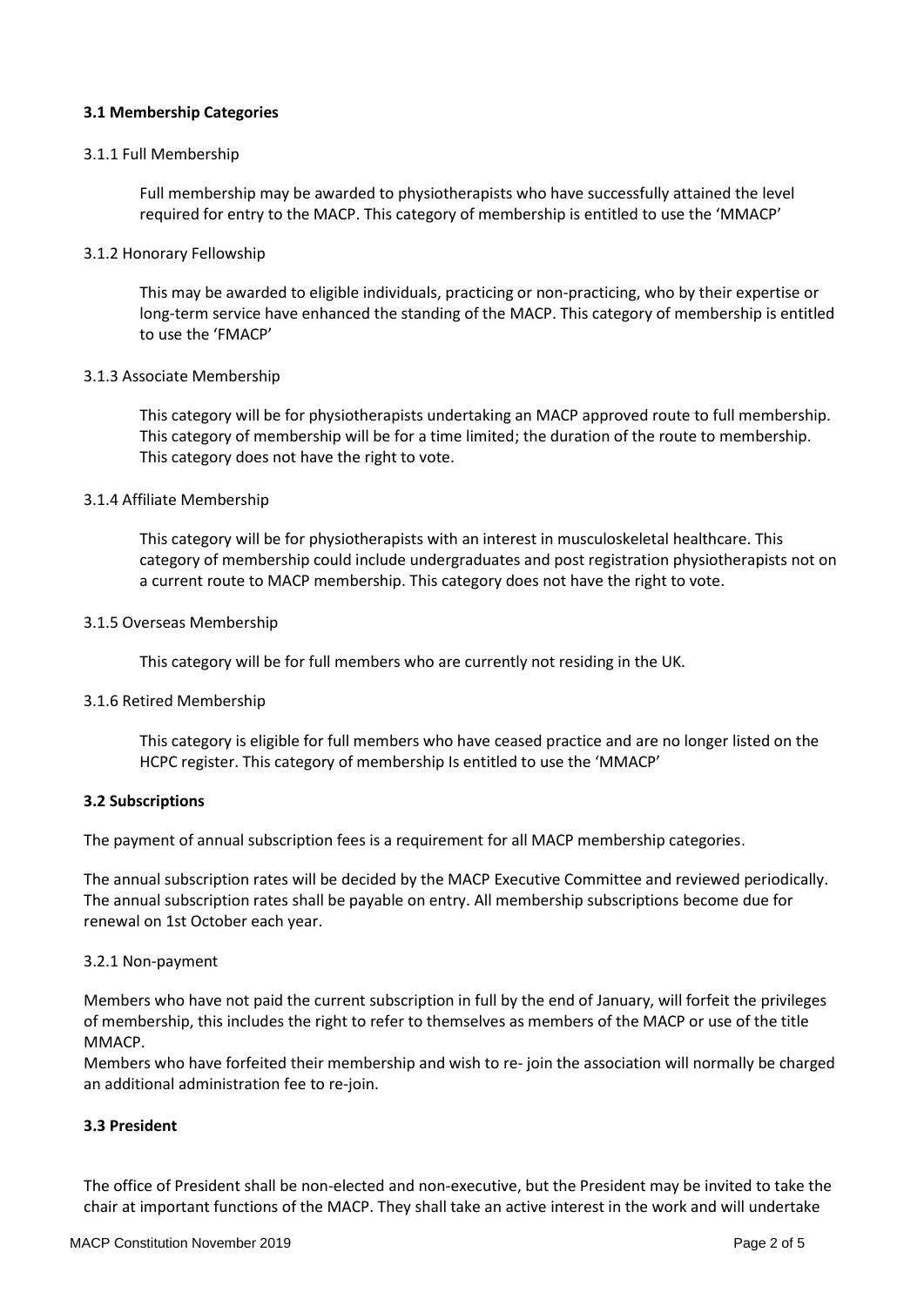### 3.1 Membership Categories

#### 3.1.1 Full Membership

Full membership may be awarded to physiotherapists who have successfully attained the level required for entry to the MACP. This category of membership is entitled to use the 'MMACP'

#### 3.1.2 Honorary Fellowship

This may be awarded to eligible individuals, practicing or non-practicing, who by their expertise or long-term service have enhanced the standing of the MACP. This category of membership is entitled to use the 'FMACP'

#### 3.1.3 Associate Membership

This category will be for physiotherapists undertaking an MACP approved route to full membership. This category of membership will be for a time limited; the duration of the route to membership. This category does not have the right to vote.

#### 3.1.4 Affiliate Membership

This category will be for physiotherapists with an interest in musculoskeletal healthcare. This category of membership could include undergraduates and post registration physiotherapists not on a current route to MACP membership. This category does not have the right to vote.

#### 3.1.5 Overseas Membership

This category will be for full members who are currently not residing in the UK.

#### 3.1.6 Retired Membership

This category is eligible for full members who have ceased practice and are no longer listed on the HCPC register. This category of membership Is entitled to use the 'MMACP'

### 3.2 Subscriptions

The payment of annual subscription fees is a requirement for all MACP membership categories.

The annual subscription rates will be decided by the MACP Executive Committee and reviewed periodically. The annual subscription rates shall be payable on entry. All membership subscriptions become due for renewal on 1st October each year.

#### 3.2.1 Non-payment

Members who have not paid the current subscription in full by the end of January, will forfeit the privileges of membership, this includes the right to refer to themselves as members of the MACP or use of the title MMACP.

Members who have forfeited their membership and wish to re- join the association will normally be charged an additional administration fee to re-join.

### 3.3 President

The office of President shall be non-elected and non-executive, but the President may be invited to take the chair at important functions of the MACP. They shall take an active interest in the work and will undertake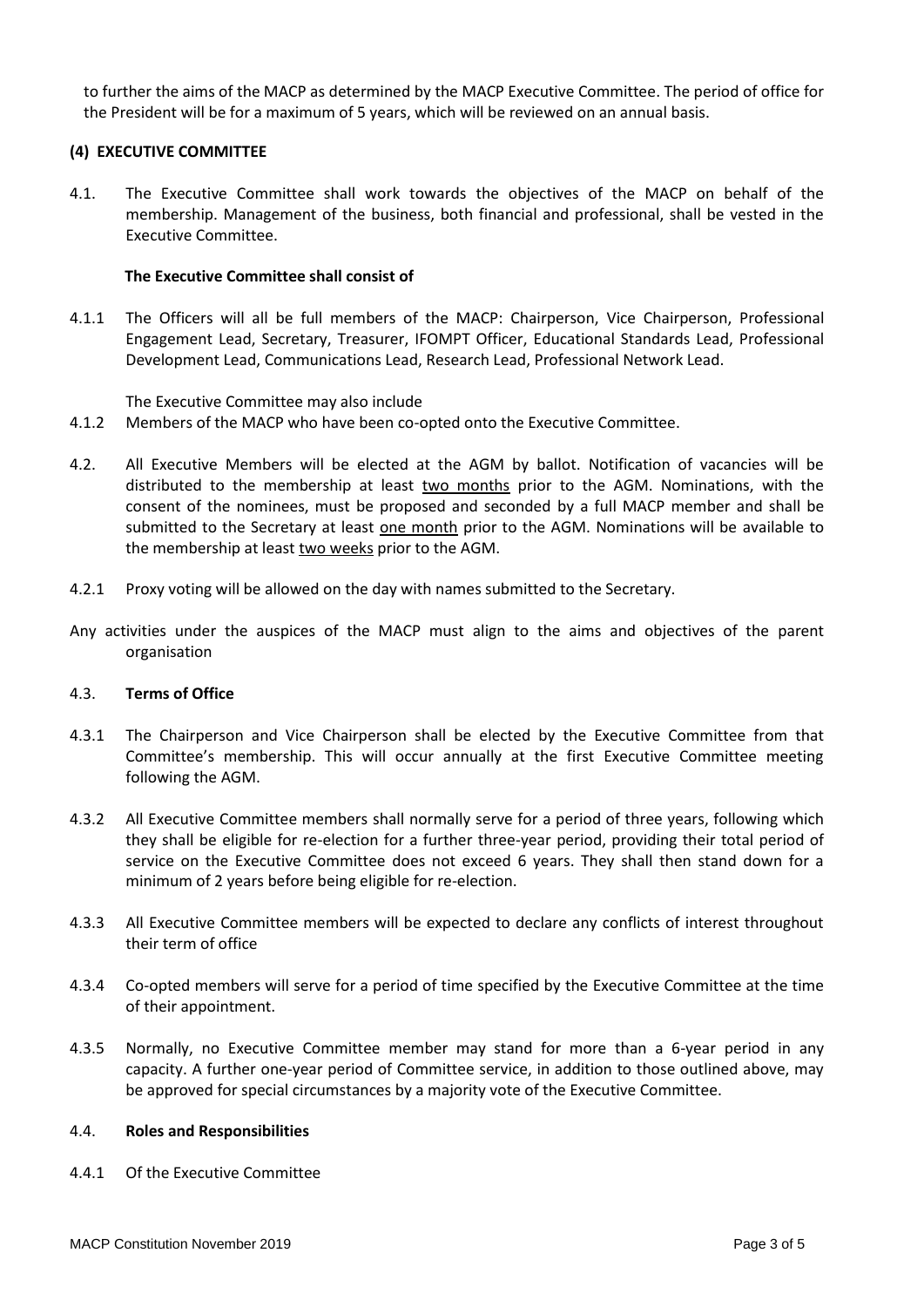to further the aims of the MACP as determined by the MACP Executive Committee. The period of office for the President will be for a maximum of 5 years, which will be reviewed on an annual basis.

### (4) EXECUTIVE COMMITTEE

4.1. The Executive Committee shall work towards the objectives of the MACP on behalf of the membership. Management of the business, both financial and professional, shall be vested in the Executive Committee.

**The Executive Committee shall consist of**

4.1.1 The Officers will all be full members of the MACP: Chairperson, Vice Chairperson, Professional Engagement Lead, Secretary, Treasurer, IFOMPT Officer, Educational Standards Lead, Professional Development Lead, Communications Lead, Research Lead, Professional Network Lead.

The Executive Committee may also include

4.1.2 Members of the MACP who have been co-opted onto the Executive Committee.

4.2. All Executive Members will be elected at the AGM by ballot. Notification of vacancies will be distributed to the membership at least <u>two months</u> prior to the AGM. Nominations, with the consent of the nominees, must be proposed and seconded by a full MACP member and shall be submitted to the Secretary at least <u>one month</u> prior to the AGM. Nominations will be available to the membership at least <u>two weeks</u> prior to the AGM.

4.2.1 Proxy voting will be allowed on the day with names submitted to the Secretary.

Any activities under the auspices of the MACP must align to the aims and objectives of the parent organisation

4.3. **Terms of Office**

4.3.1 The Chairperson and Vice Chairperson shall be elected by the Executive Committee from that Committee's membership. This will occur annually at the first Executive Committee meeting following the AGM.

4.3.2 All Executive Committee members shall normally serve for a period of three years, following which they shall be eligible for re-election for a further three-year period, providing their total period of service on the Executive Committee does not exceed 6 years. They shall then stand down for a minimum of 2 years before being eligible for re-election.

4.3.3 All Executive Committee members will be expected to declare any conflicts of interest throughout their term of office

4.3.4 Co-opted members will serve for a period of time specified by the Executive Committee at the time of their appointment.

4.3.5 Normally, no Executive Committee member may stand for more than a 6-year period in any capacity. A further one-year period of Committee service, in addition to those outlined above, may be approved for special circumstances by a majority vote of the Executive Committee.

4.4. **Roles and Responsibilities**

4.4.1 Of the Executive Committee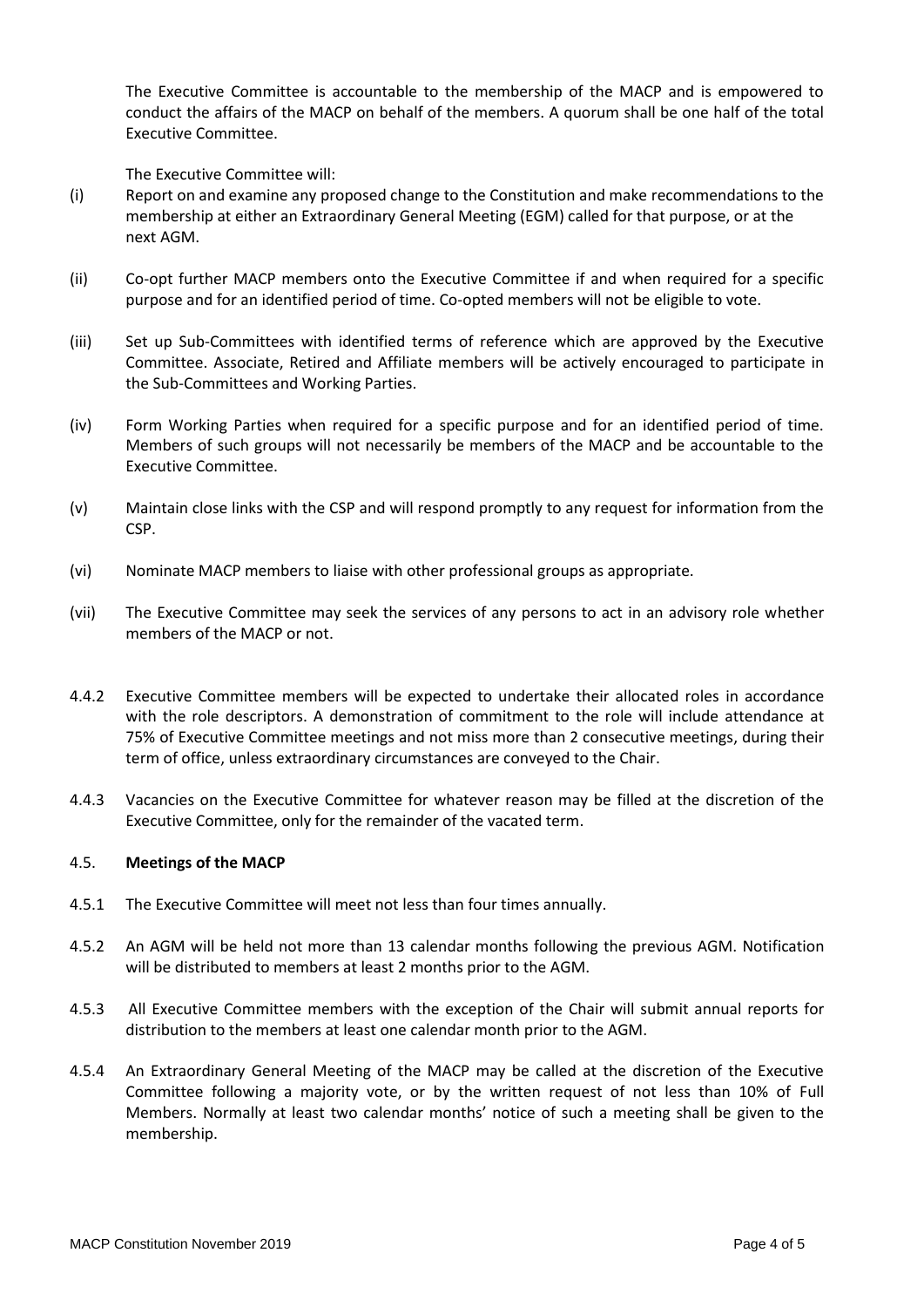The Executive Committee is accountable to the membership of the MACP and is empowered to conduct the affairs of the MACP on behalf of the members. A quorum shall be one half of the total Executive Committee.

The Executive Committee will:

(i) Report on and examine any proposed change to the Constitution and make recommendations to the membership at either an Extraordinary General Meeting (EGM) called for that purpose, or at the next AGM.

(ii) Co-opt further MACP members onto the Executive Committee if and when required for a specific purpose and for an identified period of time. Co-opted members will not be eligible to vote.

(iii) Set up Sub-Committees with identified terms of reference which are approved by the Executive Committee. Associate, Retired and Affiliate members will be actively encouraged to participate in the Sub-Committees and Working Parties.

(iv) Form Working Parties when required for a specific purpose and for an identified period of time. Members of such groups will not necessarily be members of the MACP and be accountable to the Executive Committee.

(v) Maintain close links with the CSP and will respond promptly to any request for information from the CSP.

(vi) Nominate MACP members to liaise with other professional groups as appropriate.

(vii) The Executive Committee may seek the services of any persons to act in an advisory role whether members of the MACP or not.

4.4.2 Executive Committee members will be expected to undertake their allocated roles in accordance with the role descriptors. A demonstration of commitment to the role will include attendance at 75% of Executive Committee meetings and not miss more than 2 consecutive meetings, during their term of office, unless extraordinary circumstances are conveyed to the Chair.

4.4.3 Vacancies on the Executive Committee for whatever reason may be filled at the discretion of the Executive Committee, only for the remainder of the vacated term.

### 4.5. **Meetings of the MACP**

4.5.1 The Executive Committee will meet not less than four times annually.

4.5.2 An AGM will be held not more than 13 calendar months following the previous AGM. Notification will be distributed to members at least 2 months prior to the AGM.

4.5.3 All Executive Committee members with the exception of the Chair will submit annual reports for distribution to the members at least one calendar month prior to the AGM.

4.5.4 An Extraordinary General Meeting of the MACP may be called at the discretion of the Executive Committee following a majority vote, or by the written request of not less than 10% of Full Members. Normally at least two calendar months' notice of such a meeting shall be given to the membership.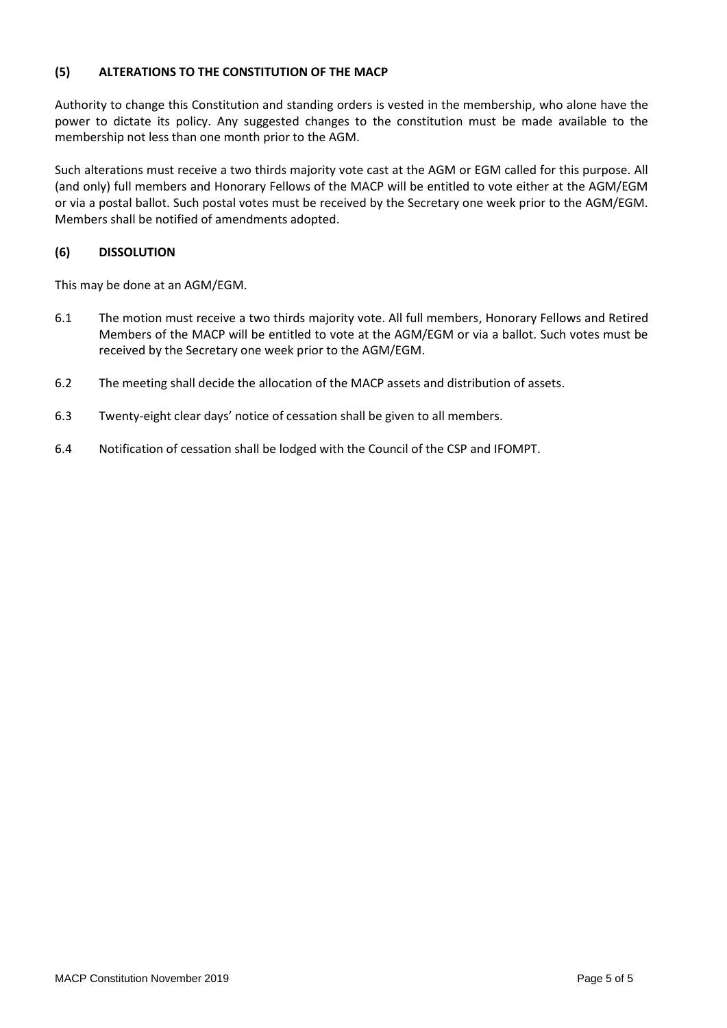### (5) ALTERATIONS TO THE CONSTITUTION OF THE MACP

Authority to change this Constitution and standing orders is vested in the membership, who alone have the power to dictate its policy. Any suggested changes to the constitution must be made available to the membership not less than one month prior to the AGM.

Such alterations must receive a two thirds majority vote cast at the AGM or EGM called for this purpose. All (and only) full members and Honorary Fellows of the MACP will be entitled to vote either at the AGM/EGM or via a postal ballot. Such postal votes must be received by the Secretary one week prior to the AGM/EGM. Members shall be notified of amendments adopted.

### (6) DISSOLUTION

This may be done at an AGM/EGM.

6.1 The motion must receive a two thirds majority vote. All full members, Honorary Fellows and Retired Members of the MACP will be entitled to vote at the AGM/EGM or via a ballot. Such votes must be received by the Secretary one week prior to the AGM/EGM.

6.2 The meeting shall decide the allocation of the MACP assets and distribution of assets.

6.3 Twenty-eight clear days' notice of cessation shall be given to all members.

6.4 Notification of cessation shall be lodged with the Council of the CSP and IFOMPT.